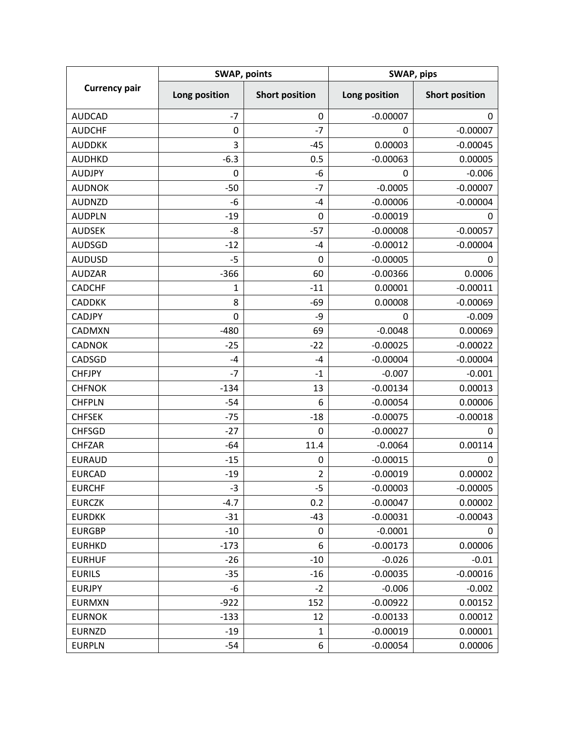| Currency pair | SWAP, points | | SWAP, pips | |
|---|---|---|---|---|
| | Long position | Short position | Long position | Short position |
| AUDCAD | -7 | 0 | -0.00007 | 0 |
| AUDCHF | 0 | -7 | 0 | -0.00007 |
| AUDDKK | 3 | -45 | 0.00003 | -0.00045 |
| AUDHKD | -6.3 | 0.5 | -0.00063 | 0.00005 |
| AUDJPY | 0 | -6 | 0 | -0.006 |
| AUDNOK | -50 | -7 | -0.0005 | -0.00007 |
| AUDNZD | -6 | -4 | -0.00006 | -0.00004 |
| AUDPLN | -19 | 0 | -0.00019 | 0 |
| AUDSEK | -8 | -57 | -0.00008 | -0.00057 |
| AUDSGD | -12 | -4 | -0.00012 | -0.00004 |
| AUDUSD | -5 | 0 | -0.00005 | 0 |
| AUDZAR | -366 | 60 | -0.00366 | 0.0006 |
| CADCHF | 1 | -11 | 0.00001 | -0.00011 |
| CADDKK | 8 | -69 | 0.00008 | -0.00069 |
| CADJPY | 0 | -9 | 0 | -0.009 |
| CADMXN | -480 | 69 | -0.0048 | 0.00069 |
| CADNOK | -25 | -22 | -0.00025 | -0.00022 |
| CADSGD | -4 | -4 | -0.00004 | -0.00004 |
| CHFJPY | -7 | -1 | -0.007 | -0.001 |
| CHFNOK | -134 | 13 | -0.00134 | 0.00013 |
| CHFPLN | -54 | 6 | -0.00054 | 0.00006 |
| CHFSEK | -75 | -18 | -0.00075 | -0.00018 |
| CHFSGD | -27 | 0 | -0.00027 | 0 |
| CHFZAR | -64 | 11.4 | -0.0064 | 0.00114 |
| EURAUD | -15 | 0 | -0.00015 | 0 |
| EURCAD | -19 | 2 | -0.00019 | 0.00002 |
| EURCHF | -3 | -5 | -0.00003 | -0.00005 |
| EURCZK | -4.7 | 0.2 | -0.00047 | 0.00002 |
| EURDKK | -31 | -43 | -0.00031 | -0.00043 |
| EURGBP | -10 | 0 | -0.0001 | 0 |
| EURHKD | -173 | 6 | -0.00173 | 0.00006 |
| EURHUF | -26 | -10 | -0.026 | -0.01 |
| EURILS | -35 | -16 | -0.00035 | -0.00016 |
| EURJPY | -6 | -2 | -0.006 | -0.002 |
| EURMXN | -922 | 152 | -0.00922 | 0.00152 |
| EURNOK | -133 | 12 | -0.00133 | 0.00012 |
| EURNZD | -19 | 1 | -0.00019 | 0.00001 |
| EURPLN | -54 | 6 | -0.00054 | 0.00006 |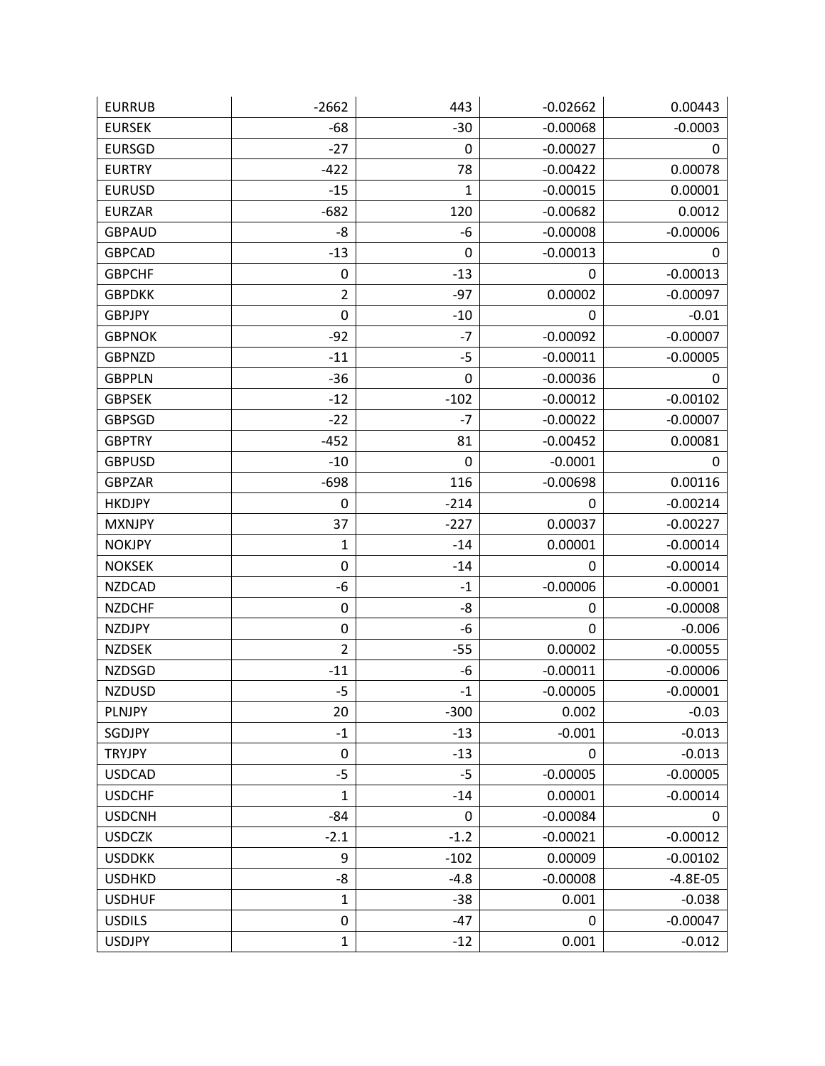| EURRUB | -2662 | 443 | -0.02662 | 0.00443 |
|---|---|---|---|---|
| EURSEK | -68 | -30 | -0.00068 | -0.0003 |
| EURSGD | -27 | 0 | -0.00027 | 0 |
| EURTRY | -422 | 78 | -0.00422 | 0.00078 |
| EURUSD | -15 | 1 | -0.00015 | 0.00001 |
| EURZAR | -682 | 120 | -0.00682 | 0.0012 |
| GBPAUD | -8 | -6 | -0.00008 | -0.00006 |
| GBPCAD | -13 | 0 | -0.00013 | 0 |
| GBPCHF | 0 | -13 | 0 | -0.00013 |
| GBPDKK | 2 | -97 | 0.00002 | -0.00097 |
| GBPJPY | 0 | -10 | 0 | -0.01 |
| GBPNOK | -92 | -7 | -0.00092 | -0.00007 |
| GBPNZD | -11 | -5 | -0.00011 | -0.00005 |
| GBPPLN | -36 | 0 | -0.00036 | 0 |
| GBPSEK | -12 | -102 | -0.00012 | -0.00102 |
| GBPSGD | -22 | -7 | -0.00022 | -0.00007 |
| GBPTRY | -452 | 81 | -0.00452 | 0.00081 |
| GBPUSD | -10 | 0 | -0.0001 | 0 |
| GBPZAR | -698 | 116 | -0.00698 | 0.00116 |
| HKDJPY | 0 | -214 | 0 | -0.00214 |
| MXNJPY | 37 | -227 | 0.00037 | -0.00227 |
| NOKJPY | 1 | -14 | 0.00001 | -0.00014 |
| NOKSEK | 0 | -14 | 0 | -0.00014 |
| NZDCAD | -6 | -1 | -0.00006 | -0.00001 |
| NZDCHF | 0 | -8 | 0 | -0.00008 |
| NZDJPY | 0 | -6 | 0 | -0.006 |
| NZDSEK | 2 | -55 | 0.00002 | -0.00055 |
| NZDSGD | -11 | -6 | -0.00011 | -0.00006 |
| NZDUSD | -5 | -1 | -0.00005 | -0.00001 |
| PLNJPY | 20 | -300 | 0.002 | -0.03 |
| SGDJPY | -1 | -13 | -0.001 | -0.013 |
| TRYJPY | 0 | -13 | 0 | -0.013 |
| USDCAD | -5 | -5 | -0.00005 | -0.00005 |
| USDCHF | 1 | -14 | 0.00001 | -0.00014 |
| USDCNH | -84 | 0 | -0.00084 | 0 |
| USDCZK | -2.1 | -1.2 | -0.00021 | -0.00012 |
| USDDKK | 9 | -102 | 0.00009 | -0.00102 |
| USDHKD | -8 | -4.8 | -0.00008 | -4.8E-05 |
| USDHUF | 1 | -38 | 0.001 | -0.038 |
| USDILS | 0 | -47 | 0 | -0.00047 |
| USDJPY | 1 | -12 | 0.001 | -0.012 |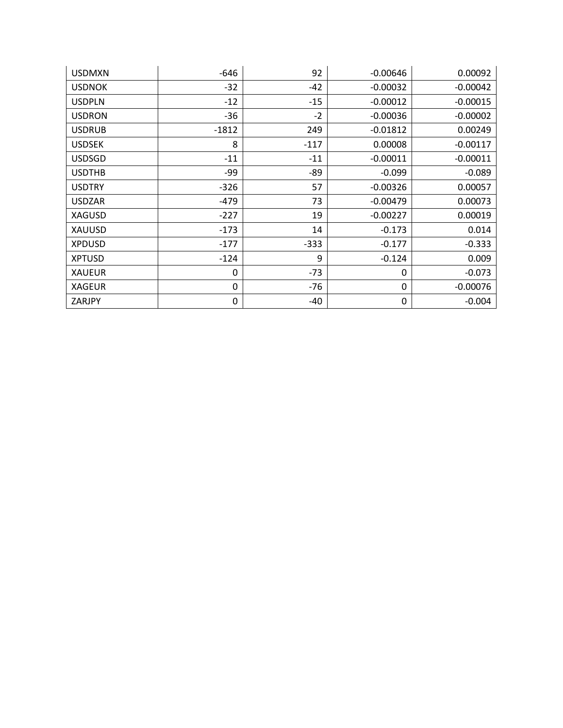| | | | | |
|---|---|---|---|---|
| USDMXN | -646 | 92 | -0.00646 | 0.00092 |
| USDNOK | -32 | -42 | -0.00032 | -0.00042 |
| USDPLN | -12 | -15 | -0.00012 | -0.00015 |
| USDRON | -36 | -2 | -0.00036 | -0.00002 |
| USDRUB | -1812 | 249 | -0.01812 | 0.00249 |
| USDSEK | 8 | -117 | 0.00008 | -0.00117 |
| USDSGD | -11 | -11 | -0.00011 | -0.00011 |
| USDTHB | -99 | -89 | -0.099 | -0.089 |
| USDTRY | -326 | 57 | -0.00326 | 0.00057 |
| USDZAR | -479 | 73 | -0.00479 | 0.00073 |
| XAGUSD | -227 | 19 | -0.00227 | 0.00019 |
| XAUUSD | -173 | 14 | -0.173 | 0.014 |
| XPDUSD | -177 | -333 | -0.177 | -0.333 |
| XPTUSD | -124 | 9 | -0.124 | 0.009 |
| XAUEUR | 0 | -73 | 0 | -0.073 |
| XAGEUR | 0 | -76 | 0 | -0.00076 |
| ZARJPY | 0 | -40 | 0 | -0.004 |